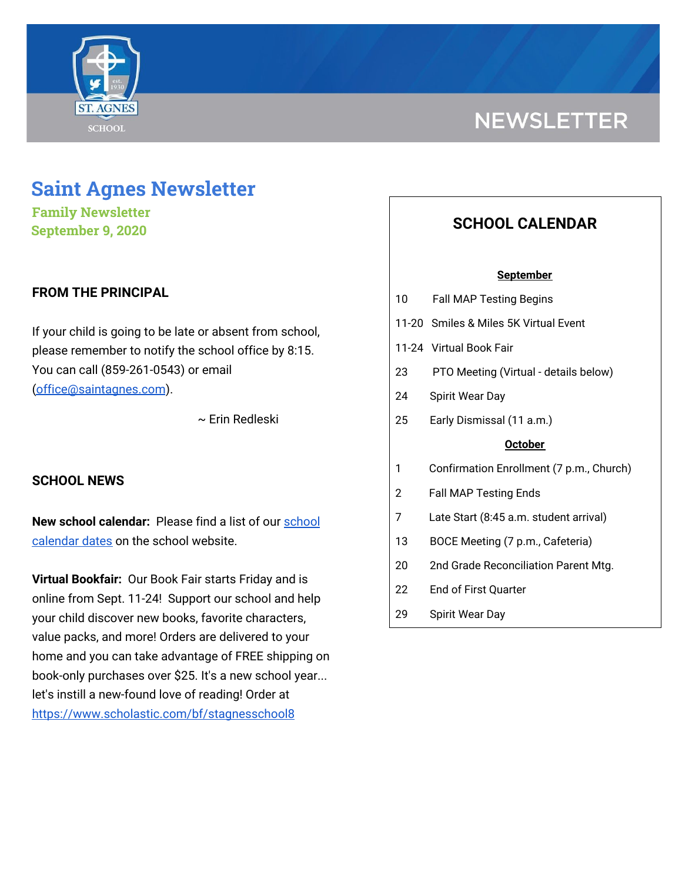# Saint Agnes Newsletter

**Family Newsletter**
**September 9, 2020**

## FROM THE PRINCIPAL

If your child is going to be late or absent from school, please remember to notify the school office by 8:15. You can call (859-261-0543) or email ([office@saintagnes.com](mailto:office@saintagnes.com)).

~ Erin Redleski

## SCHOOL NEWS

**New school calendar:** Please find a list of our [school calendar dates]() on the school website.

**Virtual Bookfair:** Our Book Fair starts Friday and is online from Sept. 11-24! Support our school and help your child discover new books, favorite characters, value packs, and more! Orders are delivered to your home and you can take advantage of FREE shipping on book-only purchases over $25. It's a new school year... let's instill a new-found love of reading! Order at [https://www.scholastic.com/bf/stagnesschool8](https://www.scholastic.com/bf/stagnesschool8)

## SCHOOL CALENDAR

**September**

| | |
|---|---|
| 10 | Fall MAP Testing Begins |
| 11-20 | Smiles & Miles 5K Virtual Event |
| 11-24 | Virtual Book Fair |
| 23 | PTO Meeting (Virtual - details below) |
| 24 | Spirit Wear Day |
| 25 | Early Dismissal (11 a.m.) |

**October**

| | |
|---|---|
| 1 | Confirmation Enrollment (7 p.m., Church) |
| 2 | Fall MAP Testing Ends |
| 7 | Late Start (8:45 a.m. student arrival) |
| 13 | BOCE Meeting (7 p.m., Cafeteria) |
| 20 | 2nd Grade Reconciliation Parent Mtg. |
| 22 | End of First Quarter |
| 29 | Spirit Wear Day |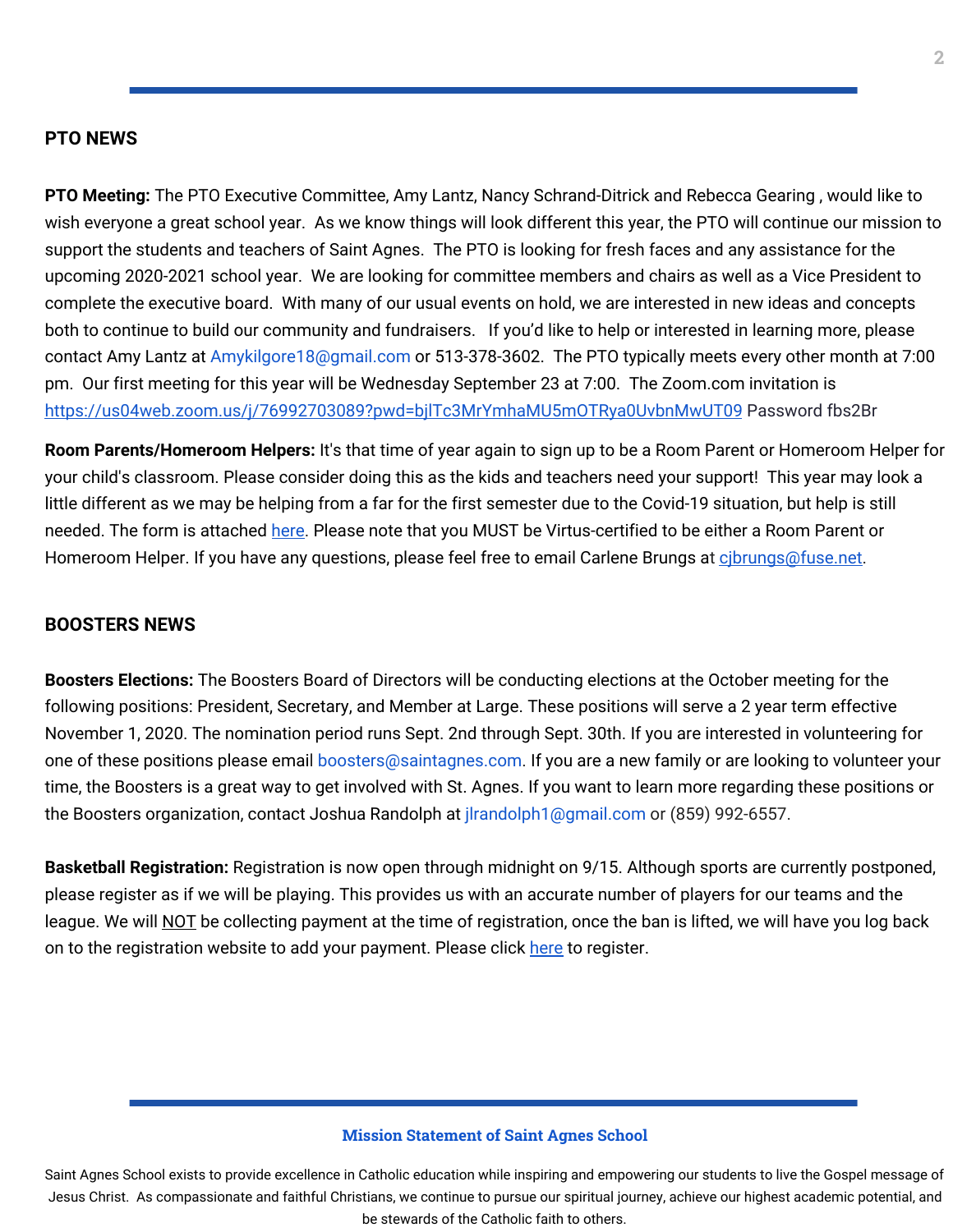## PTO NEWS

**PTO Meeting:** The PTO Executive Committee, Amy Lantz, Nancy Schrand-Ditrick and Rebecca Gearing , would like to wish everyone a great school year. As we know things will look different this year, the PTO will continue our mission to support the students and teachers of Saint Agnes. The PTO is looking for fresh faces and any assistance for the upcoming 2020-2021 school year. We are looking for committee members and chairs as well as a Vice President to complete the executive board. With many of our usual events on hold, we are interested in new ideas and concepts both to continue to build our community and fundraisers. If you'd like to help or interested in learning more, please contact Amy Lantz at Amykilgore18@gmail.com or 513-378-3602. The PTO typically meets every other month at 7:00 pm. Our first meeting for this year will be Wednesday September 23 at 7:00. The Zoom.com invitation is https://us04web.zoom.us/j/76992703089?pwd=bjlTc3MrYmhaMU5mOTRya0UvbnMwUT09 Password fbs2Br

**Room Parents/Homeroom Helpers:** It's that time of year again to sign up to be a Room Parent or Homeroom Helper for your child's classroom. Please consider doing this as the kids and teachers need your support! This year may look a little different as we may be helping from a far for the first semester due to the Covid-19 situation, but help is still needed. The form is attached here. Please note that you MUST be Virtus-certified to be either a Room Parent or Homeroom Helper. If you have any questions, please feel free to email Carlene Brungs at cjbrungs@fuse.net.

## BOOSTERS NEWS

**Boosters Elections:** The Boosters Board of Directors will be conducting elections at the October meeting for the following positions: President, Secretary, and Member at Large. These positions will serve a 2 year term effective November 1, 2020. The nomination period runs Sept. 2nd through Sept. 30th. If you are interested in volunteering for one of these positions please email boosters@saintagnes.com. If you are a new family or are looking to volunteer your time, the Boosters is a great way to get involved with St. Agnes. If you want to learn more regarding these positions or the Boosters organization, contact Joshua Randolph at jlrandolph1@gmail.com or (859) 992-6557.

**Basketball Registration:** Registration is now open through midnight on 9/15. Although sports are currently postponed, please register as if we will be playing. This provides us with an accurate number of players for our teams and the league. We will NOT be collecting payment at the time of registration, once the ban is lifted, we will have you log back on to the registration website to add your payment. Please click here to register.

**Mission Statement of Saint Agnes School**

Saint Agnes School exists to provide excellence in Catholic education while inspiring and empowering our students to live the Gospel message of Jesus Christ. As compassionate and faithful Christians, we continue to pursue our spiritual journey, achieve our highest academic potential, and be stewards of the Catholic faith to others.